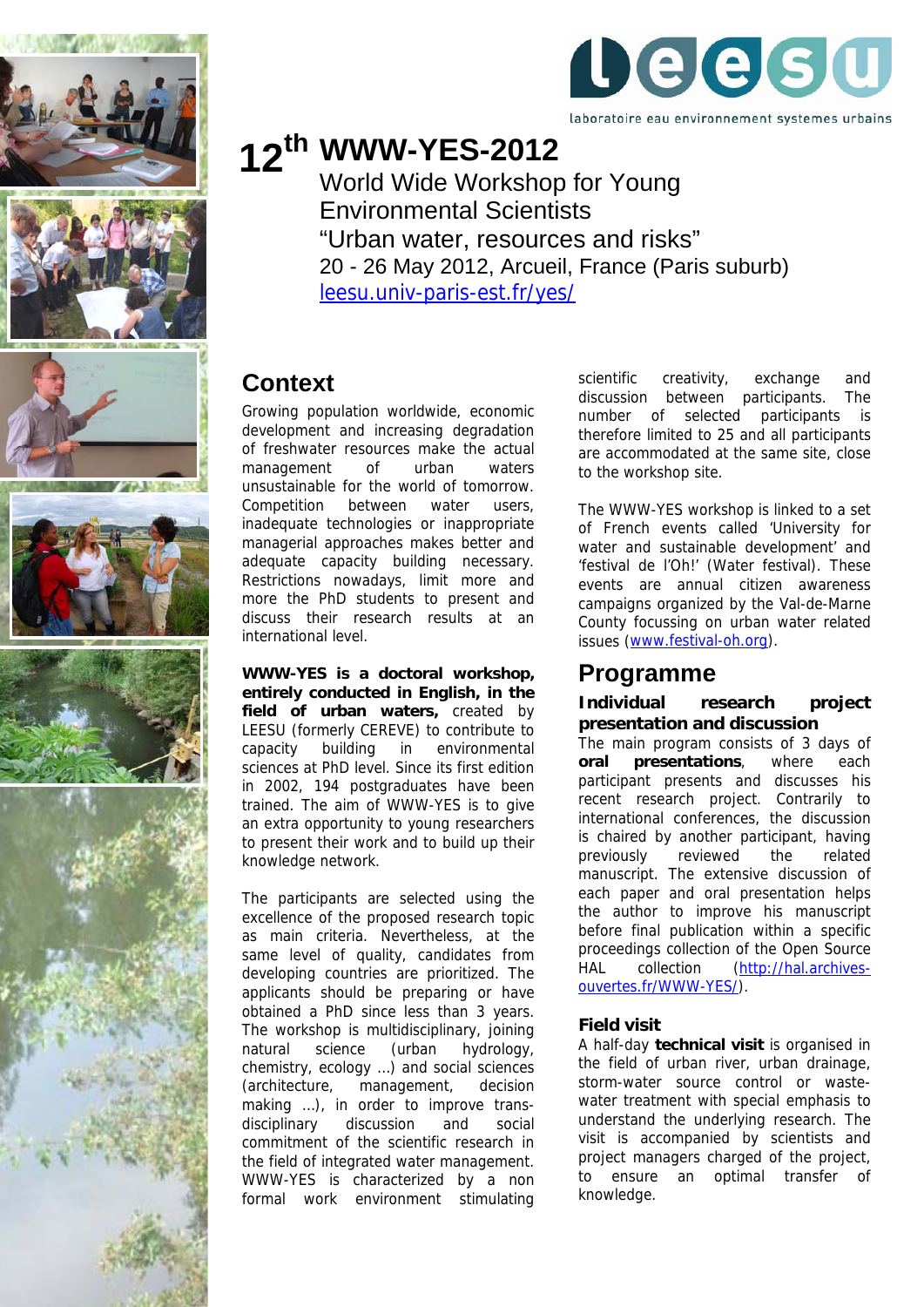leesu

laboratoire eau environnement systemes urbains

# 12th WWW-YES-2012

World Wide Workshop for Young Environmental Scientists

"Urban water, resources and risks"

20 - 26 May 2012, Arcueil, France (Paris suburb)

leesu.univ-paris-est.fr/yes/

## Context

Growing population worldwide, economic development and increasing degradation of freshwater resources make the actual management of urban waters unsustainable for the world of tomorrow. Competition between water users, inadequate technologies or inappropriate managerial approaches makes better and adequate capacity building necessary. Restrictions nowadays, limit more and more the PhD students to present and discuss their research results at an international level.

**WWW-YES is a doctoral workshop, entirely conducted in English, in the field of urban waters,** created by LEESU (formerly CEREVE) to contribute to capacity building in environmental sciences at PhD level. Since its first edition in 2002, 194 postgraduates have been trained. The aim of WWW-YES is to give an extra opportunity to young researchers to present their work and to build up their knowledge network.

The participants are selected using the excellence of the proposed research topic as main criteria. Nevertheless, at the same level of quality, candidates from developing countries are prioritized. The applicants should be preparing or have obtained a PhD since less than 3 years. The workshop is multidisciplinary, joining natural science (urban hydrology, chemistry, ecology ...) and social sciences (architecture, management, decision making ...), in order to improve trans-disciplinary discussion and social commitment of the scientific research in the field of integrated water management. WWW-YES is characterized by a non formal work environment stimulating scientific creativity, exchange and discussion between participants. The number of selected participants is therefore limited to 25 and all participants are accommodated at the same site, close to the workshop site.

The WWW-YES workshop is linked to a set of French events called 'University for water and sustainable development' and 'festival de l'Oh!' (Water festival). These events are annual citizen awareness campaigns organized by the Val-de-Marne County focussing on urban water related issues (www.festival-oh.org).

## Programme

### Individual research project presentation and discussion

The main program consists of 3 days of **oral presentations**, where each participant presents and discusses his recent research project. Contrarily to international conferences, the discussion is chaired by another participant, having previously reviewed the related manuscript. The extensive discussion of each paper and oral presentation helps the author to improve his manuscript before final publication within a specific proceedings collection of the Open Source HAL collection (http://hal.archives-ouvertes.fr/WWW-YES/).

### Field visit

A half-day **technical visit** is organised in the field of urban river, urban drainage, storm-water source control or waste-water treatment with special emphasis to understand the underlying research. The visit is accompanied by scientists and project managers charged of the project, to ensure an optimal transfer of knowledge.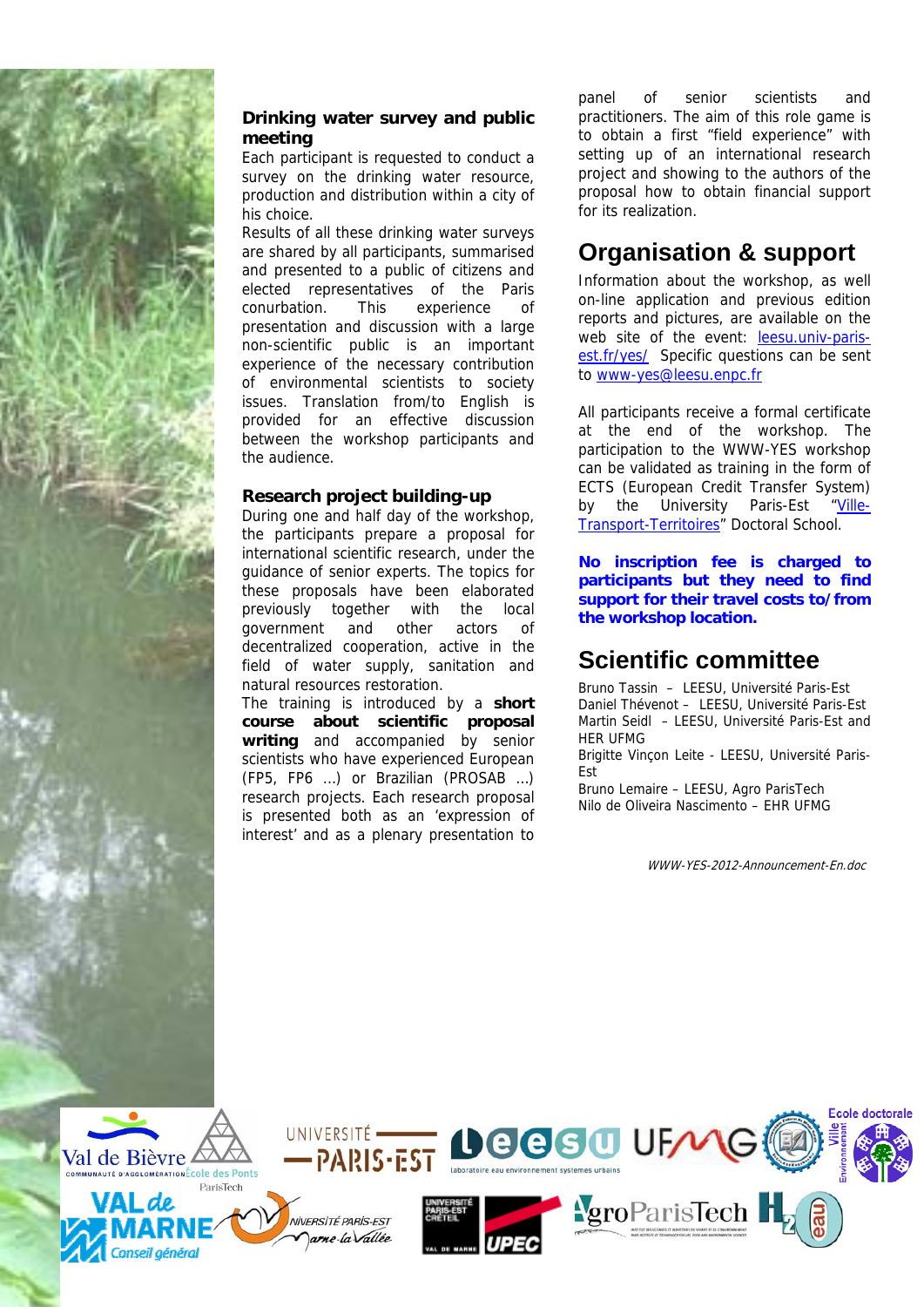### Drinking water survey and public meeting

Each participant is requested to conduct a survey on the drinking water resource, production and distribution within a city of his choice.

Results of all these drinking water surveys are shared by all participants, summarised and presented to a public of citizens and elected representatives of the Paris conurbation. This experience of presentation and discussion with a large non-scientific public is an important experience of the necessary contribution of environmental scientists to society issues. Translation from/to English is provided for an effective discussion between the workshop participants and the audience.

### Research project building-up

During one and half day of the workshop, the participants prepare a proposal for international scientific research, under the guidance of senior experts. The topics for these proposals have been elaborated previously together with the local government and other actors of decentralized cooperation, active in the field of water supply, sanitation and natural resources restoration.

The training is introduced by a **short course about scientific proposal writing** and accompanied by senior scientists who have experienced European (FP5, FP6 …) or Brazilian (PROSAB …) research projects. Each research proposal is presented both as an 'expression of interest' and as a plenary presentation to panel of senior scientists and practitioners. The aim of this role game is to obtain a first "field experience" with setting up of an international research project and showing to the authors of the proposal how to obtain financial support for its realization.

## Organisation & support

Information about the workshop, as well on-line application and previous edition reports and pictures, are available on the web site of the event: leesu.univ-paris-est.fr/yes/ Specific questions can be sent to www-yes@leesu.enpc.fr

All participants receive a formal certificate at the end of the workshop. The participation to the WWW-YES workshop can be validated as training in the form of ECTS (European Credit Transfer System) by the University Paris-Est "Ville-Transport-Territoires" Doctoral School.

**No inscription fee is charged to participants but they need to find support for their travel costs to/from the workshop location.**

## Scientific committee

Bruno Tassin – LEESU, Université Paris-Est
Daniel Thévenot – LEESU, Université Paris-Est
Martin Seidl – LEESU, Université Paris-Est and HER UFMG
Brigitte Vinçon Leite - LEESU, Université Paris-Est
Bruno Lemaire – LEESU, Agro ParisTech
Nilo de Oliveira Nascimento – EHR UFMG

*WWW-YES-2012-Announcement-En.doc*